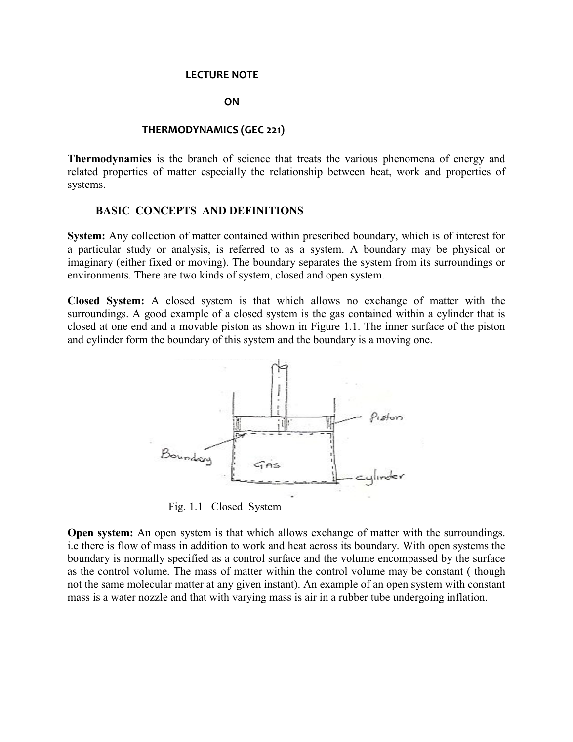# LECTURE NOTE

# ON

# THERMODYNAMICS (GEC 221)

**Thermodynamics** is the branch of science that treats the various phenomena of energy and related properties of matter especially the relationship between heat, work and properties of systems.

## BASIC CONCEPTS AND DEFINITIONS

**System:** Any collection of matter contained within prescribed boundary, which is of interest for a particular study or analysis, is referred to as a system. A boundary may be physical or imaginary (either fixed or moving). The boundary separates the system from its surroundings or environments. There are two kinds of system, closed and open system.

**Closed System:** A closed system is that which allows no exchange of matter with the surroundings. A good example of a closed system is the gas contained within a cylinder that is closed at one end and a movable piston as shown in Figure 1.1. The inner surface of the piston and cylinder form the boundary of this system and the boundary is a moving one.

Fig. 1.1 Closed System

**Open system:** An open system is that which allows exchange of matter with the surroundings. i.e there is flow of mass in addition to work and heat across its boundary. With open systems the boundary is normally specified as a control surface and the volume encompassed by the surface as the control volume. The mass of matter within the control volume may be constant ( though not the same molecular matter at any given instant). An example of an open system with constant mass is a water nozzle and that with varying mass is air in a rubber tube undergoing inflation.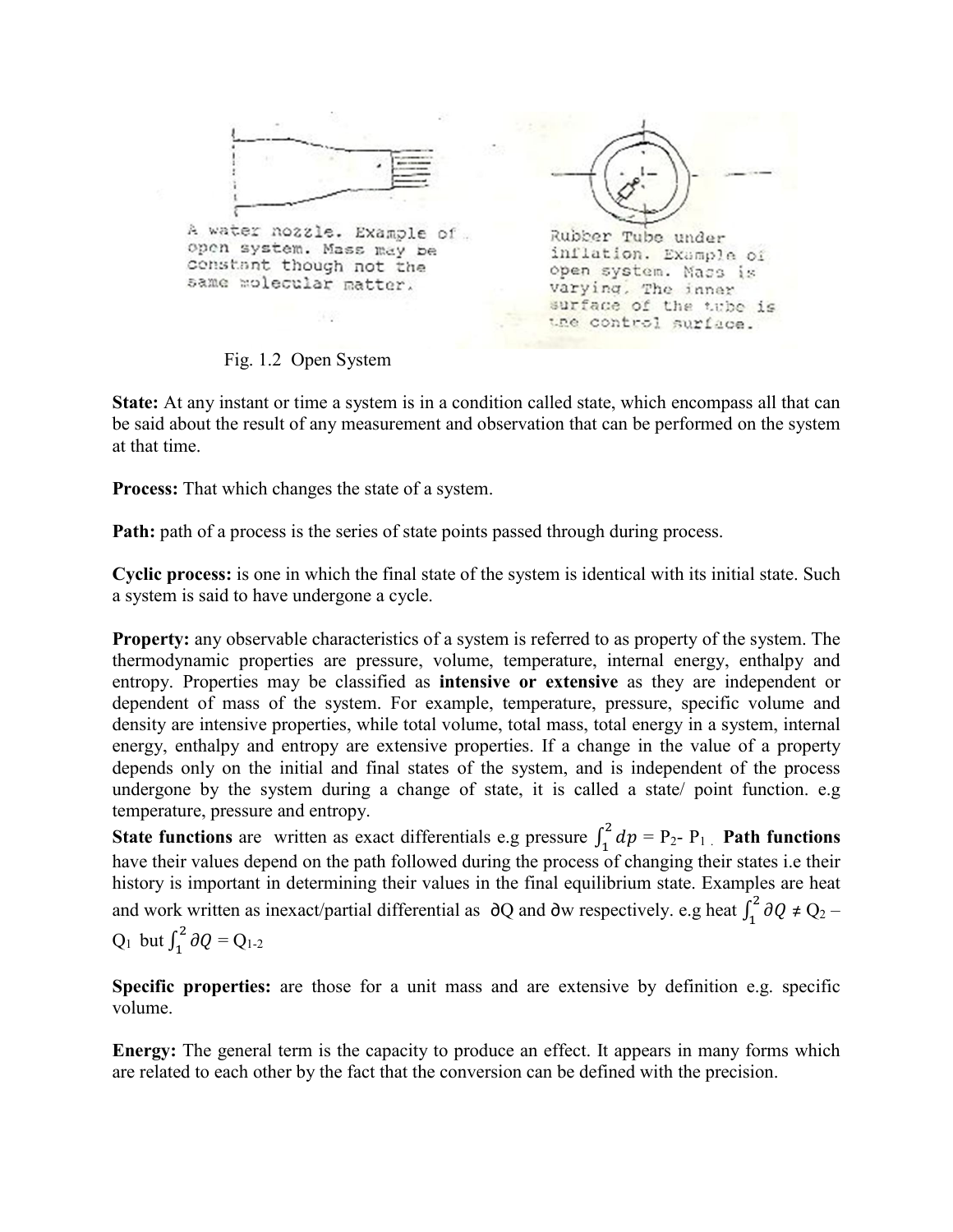A water nozzle. Example of open system. Mass may be constant though not the same molecular matter.

Rubber Tube under inflation. Example of open system. Mass is varying. The inner surface of the tube is the control surface.

Fig. 1.2 Open System

**State:** At any instant or time a system is in a condition called state, which encompass all that can be said about the result of any measurement and observation that can be performed on the system at that time.

**Process:** That which changes the state of a system.

**Path:** path of a process is the series of state points passed through during process.

**Cyclic process:** is one in which the final state of the system is identical with its initial state. Such a system is said to have undergone a cycle.

**Property:** any observable characteristics of a system is referred to as property of the system. The thermodynamic properties are pressure, volume, temperature, internal energy, enthalpy and entropy. Properties may be classified as **intensive or extensive** as they are independent or dependent of mass of the system. For example, temperature, pressure, specific volume and density are intensive properties, while total volume, total mass, total energy in a system, internal energy, enthalpy and entropy are extensive properties. If a change in the value of a property depends only on the initial and final states of the system, and is independent of the process undergone by the system during a change of state, it is called a state/ point function. e.g temperature, pressure and entropy.

**State functions** are written as exact differentials e.g pressure $\int_1^2 dp = P_2 - P_1$ . **Path functions** have their values depend on the path followed during the process of changing their states i.e their history is important in determining their values in the final equilibrium state. Examples are heat and work written as inexact/partial differential as $\partial Q$ and $\partial w$ respectively. e.g heat $\int_1^2 \partial Q \neq Q_2 - Q_1$ but $\int_1^2 \partial Q = Q_{1\text{-}2}$

**Specific properties:** are those for a unit mass and are extensive by definition e.g. specific volume.

**Energy:** The general term is the capacity to produce an effect. It appears in many forms which are related to each other by the fact that the conversion can be defined with the precision.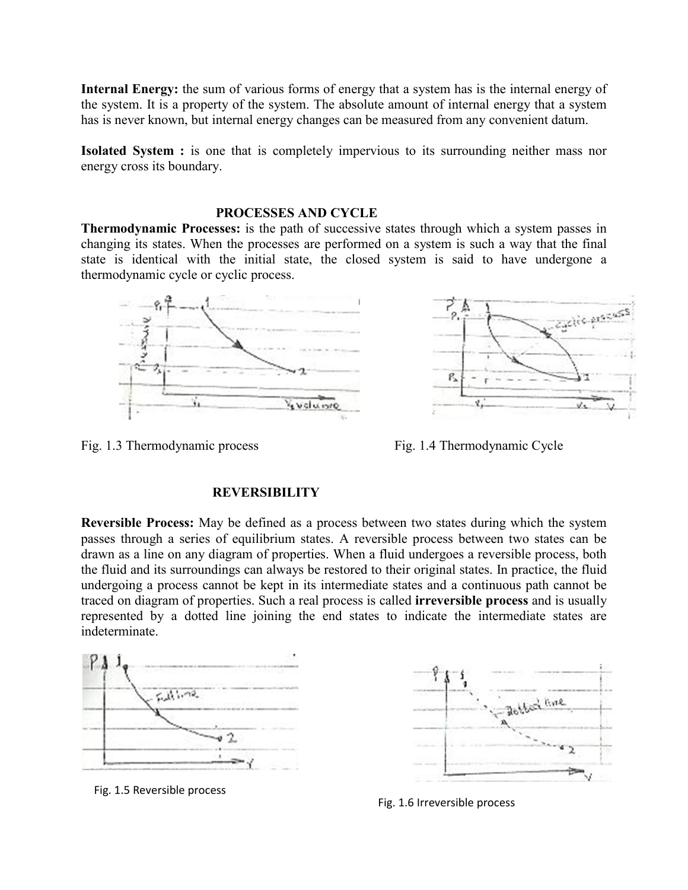**Internal Energy:** the sum of various forms of energy that a system has is the internal energy of the system. It is a property of the system. The absolute amount of internal energy that a system has is never known, but internal energy changes can be measured from any convenient datum.

**Isolated System :** is one that is completely impervious to its surrounding neither mass nor energy cross its boundary.

## PROCESSES AND CYCLE

**Thermodynamic Processes:** is the path of successive states through which a system passes in changing its states. When the processes are performed on a system is such a way that the final state is identical with the initial state, the closed system is said to have undergone a thermodynamic cycle or cyclic process.

Fig. 1.3 Thermodynamic process

Fig. 1.4 Thermodynamic Cycle

## REVERSIBILITY

**Reversible Process:** May be defined as a process between two states during which the system passes through a series of equilibrium states. A reversible process between two states can be drawn as a line on any diagram of properties. When a fluid undergoes a reversible process, both the fluid and its surroundings can always be restored to their original states. In practice, the fluid undergoing a process cannot be kept in its intermediate states and a continuous path cannot be traced on diagram of properties. Such a real process is called **irreversible process** and is usually represented by a dotted line joining the end states to indicate the intermediate states are indeterminate.

Fig. 1.5 Reversible process

Fig. 1.6 Irreversible process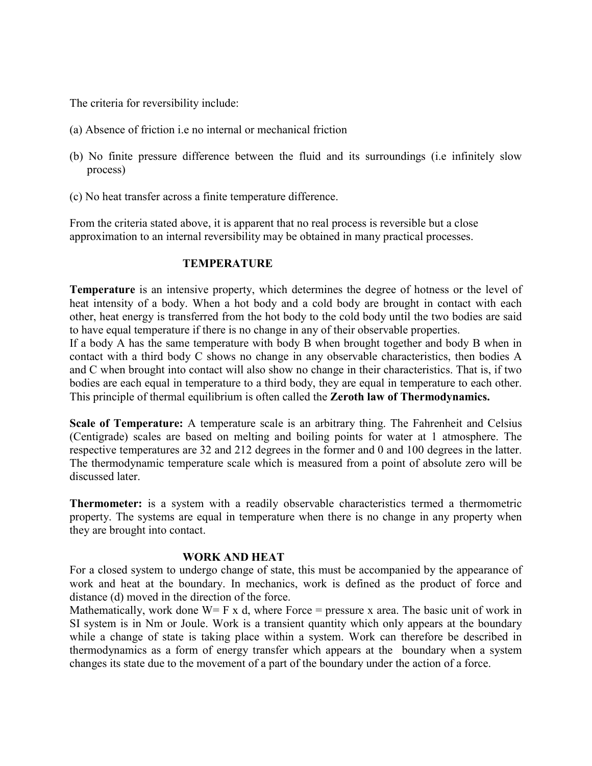The criteria for reversibility include:

(a) Absence of friction i.e no internal or mechanical friction

(b) No finite pressure difference between the fluid and its surroundings (i.e infinitely slow process)

(c) No heat transfer across a finite temperature difference.

From the criteria stated above, it is apparent that no real process is reversible but a close approximation to an internal reversibility may be obtained in many practical processes.

## TEMPERATURE

**Temperature** is an intensive property, which determines the degree of hotness or the level of heat intensity of a body. When a hot body and a cold body are brought in contact with each other, heat energy is transferred from the hot body to the cold body until the two bodies are said to have equal temperature if there is no change in any of their observable properties.
If a body A has the same temperature with body B when brought together and body B when in contact with a third body C shows no change in any observable characteristics, then bodies A and C when brought into contact will also show no change in their characteristics. That is, if two bodies are each equal in temperature to a third body, they are equal in temperature to each other. This principle of thermal equilibrium is often called the **Zeroth law of Thermodynamics.**

**Scale of Temperature:** A temperature scale is an arbitrary thing. The Fahrenheit and Celsius (Centigrade) scales are based on melting and boiling points for water at 1 atmosphere. The respective temperatures are 32 and 212 degrees in the former and 0 and 100 degrees in the latter. The thermodynamic temperature scale which is measured from a point of absolute zero will be discussed later.

**Thermometer:** is a system with a readily observable characteristics termed a thermometric property. The systems are equal in temperature when there is no change in any property when they are brought into contact.

## WORK AND HEAT

For a closed system to undergo change of state, this must be accompanied by the appearance of work and heat at the boundary. In mechanics, work is defined as the product of force and distance (d) moved in the direction of the force.
Mathematically, work done $W = F \times d$, where Force = pressure x area. The basic unit of work in SI system is in Nm or Joule. Work is a transient quantity which only appears at the boundary while a change of state is taking place within a system. Work can therefore be described in thermodynamics as a form of energy transfer which appears at the boundary when a system changes its state due to the movement of a part of the boundary under the action of a force.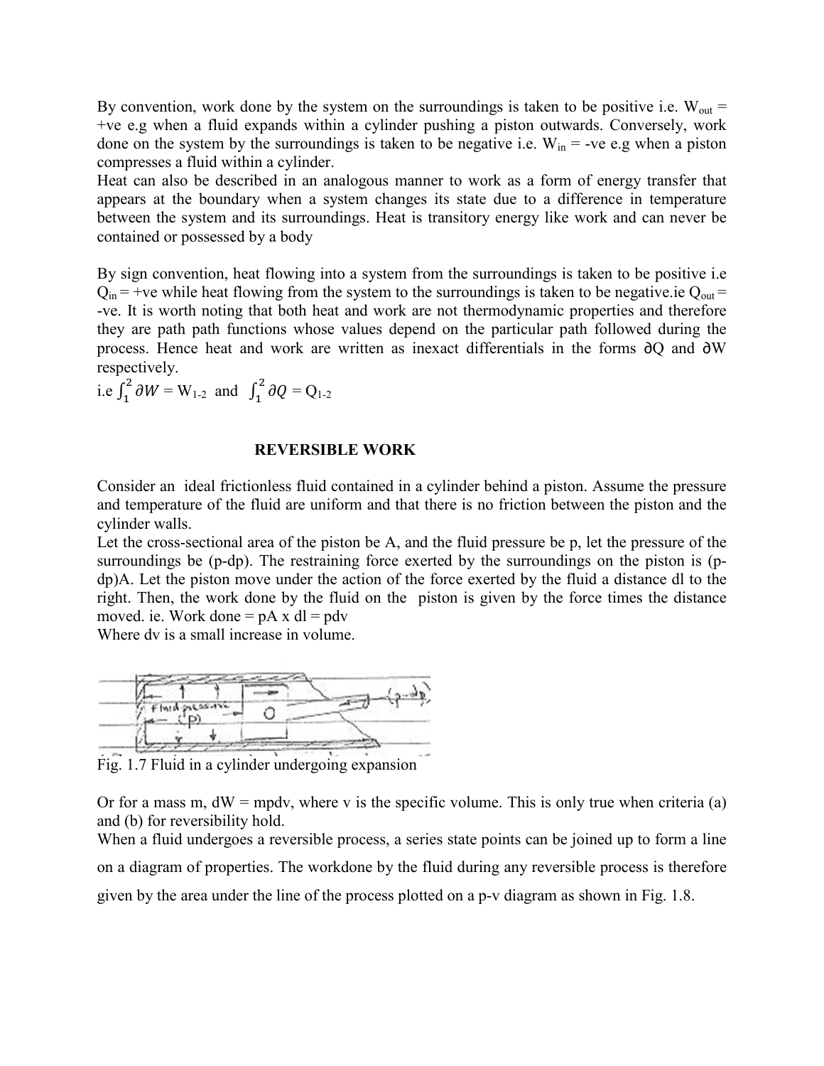By convention, work done by the system on the surroundings is taken to be positive i.e. $W_{out}$ = +ve e.g when a fluid expands within a cylinder pushing a piston outwards. Conversely, work done on the system by the surroundings is taken to be negative i.e. $W_{in}$ = -ve e.g when a piston compresses a fluid within a cylinder.

Heat can also be described in an analogous manner to work as a form of energy transfer that appears at the boundary when a system changes its state due to a difference in temperature between the system and its surroundings. Heat is transitory energy like work and can never be contained or possessed by a body

By sign convention, heat flowing into a system from the surroundings is taken to be positive i.e $Q_{in}$ = +ve while heat flowing from the system to the surroundings is taken to be negative.ie $Q_{out}$ = -ve. It is worth noting that both heat and work are not thermodynamic properties and therefore they are path path functions whose values depend on the particular path followed during the process. Hence heat and work are written as inexact differentials in the forms $\partial Q$ and $\partial W$ respectively.

i.e $\int_1^2 \partial W = W_{1\text{-}2}$ and $\int_1^2 \partial Q = Q_{1\text{-}2}$

## REVERSIBLE WORK

Consider an ideal frictionless fluid contained in a cylinder behind a piston. Assume the pressure and temperature of the fluid are uniform and that there is no friction between the piston and the cylinder walls.

Let the cross-sectional area of the piston be A, and the fluid pressure be p, let the pressure of the surroundings be (p-dp). The restraining force exerted by the surroundings on the piston is (p-dp)A. Let the piston move under the action of the force exerted by the fluid a distance dl to the right. Then, the work done by the fluid on the piston is given by the force times the distance moved. ie. Work done = pA x dl = pdv

Where dv is a small increase in volume.

Fig. 1.7 Fluid in a cylinder undergoing expansion

Or for a mass m, dW = mpdv, where v is the specific volume. This is only true when criteria (a) and (b) for reversibility hold.

When a fluid undergoes a reversible process, a series state points can be joined up to form a line on a diagram of properties. The workdone by the fluid during any reversible process is therefore given by the area under the line of the process plotted on a p-v diagram as shown in Fig. 1.8.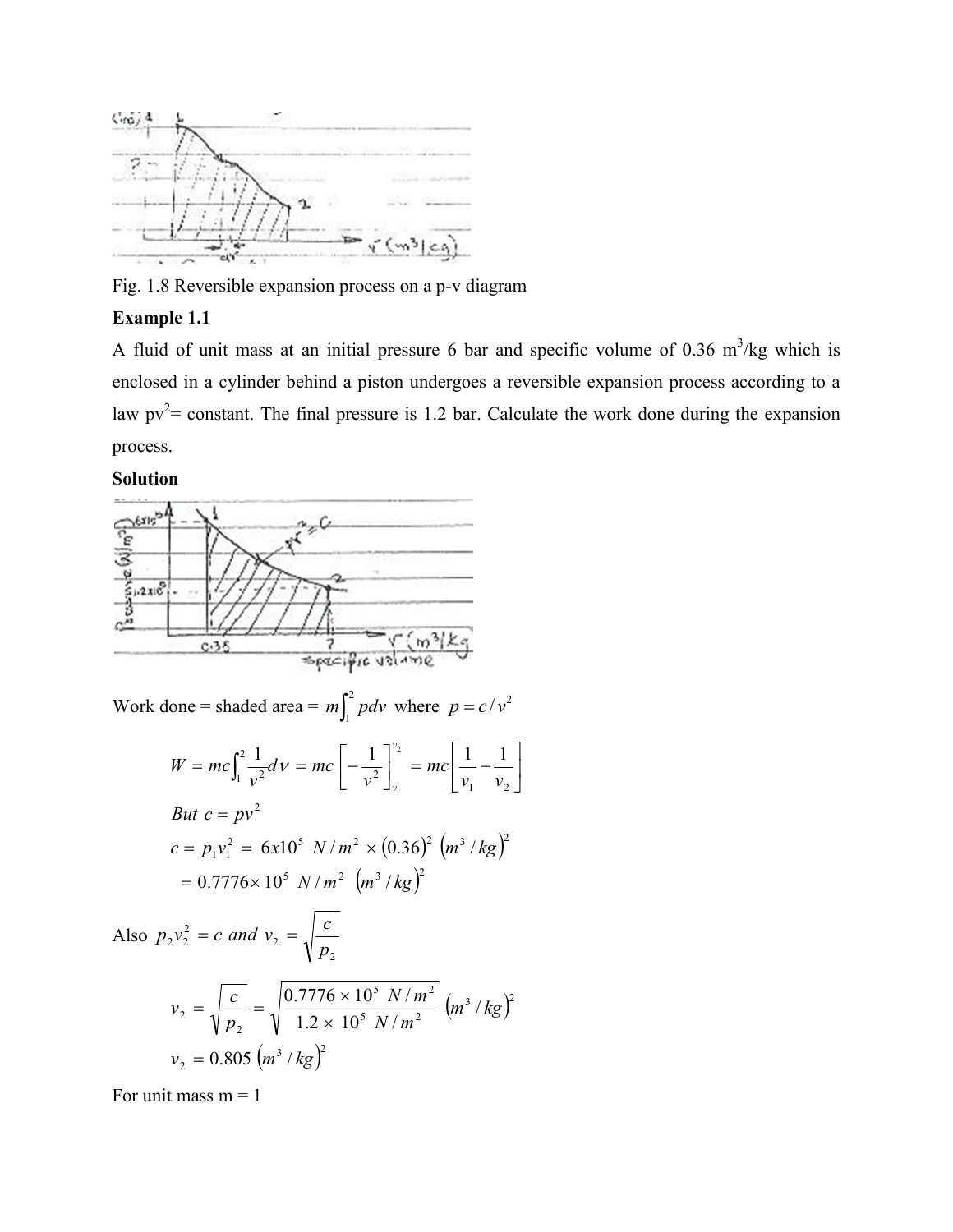Fig. 1.8 Reversible expansion process on a p-v diagram

**Example 1.1**

A fluid of unit mass at an initial pressure 6 bar and specific volume of 0.36 $m^3$/kg which is enclosed in a cylinder behind a piston undergoes a reversible expansion process according to a law $pv^2$= constant. The final pressure is 1.2 bar. Calculate the work done during the expansion process.

**Solution**

Work done = shaded area = $m\int_1^2 pdv$ where $p = c/v^2$

$$W = mc\int_1^2 \frac{1}{v^2}dv = mc\left[-\frac{1}{v^2}\right]_{v_1}^{v_2} = mc\left[\frac{1}{v_1} - \frac{1}{v_2}\right]$$

$$But\ c = pv^2$$

$$c = p_1 v_1^2 = 6x10^5\ N/m^2 \times (0.36)^2\ (m^3/kg)^2$$

$$= 0.7776 \times 10^5\ N/m^2\ (m^3/kg)^2$$

Also $p_2 v_2^2 = c\ and\ v_2 = \sqrt{\frac{c}{p_2}}$

$$v_2 = \sqrt{\frac{c}{p_2}} = \sqrt{\frac{0.7776 \times 10^5\ N/m^2}{1.2 \times 10^5\ N/m^2}}\ (m^3/kg)^2$$

$$v_2 = 0.805\ (m^3/kg)^2$$

For unit mass m = 1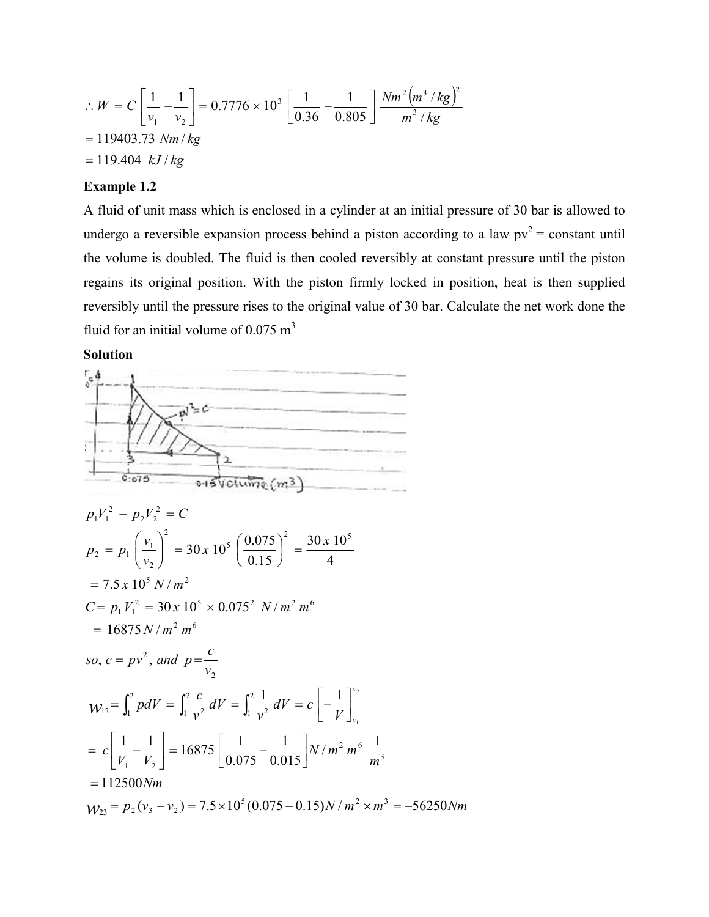$$\therefore W = C\left[\frac{1}{v_1} - \frac{1}{v_2}\right] = 0.7776 \times 10^3 \left[\frac{1}{0.36} - \frac{1}{0.805}\right] \frac{Nm^2\left(m^3/kg\right)^2}{m^3/kg}$$

$$= 119403.73\ Nm/kg$$

$$= 119.404\ \ kJ/kg$$

**Example 1.2**

A fluid of unit mass which is enclosed in a cylinder at an initial pressure of 30 bar is allowed to undergo a reversible expansion process behind a piston according to a law $pv^2$ = constant until the volume is doubled. The fluid is then cooled reversibly at constant pressure until the piston regains its original position. With the piston firmly locked in position, heat is then supplied reversibly until the pressure rises to the original value of 30 bar. Calculate the net work done the fluid for an initial volume of 0.075 m$^3$

**Solution**

$$p_1V_1^2 - p_2V_2^2 = C$$

$$p_2 = p_1\left(\frac{v_1}{v_2}\right)^2 = 30\,x\,10^5\left(\frac{0.075}{0.15}\right)^2 = \frac{30\,x\,10^5}{4}$$

$$= 7.5\,x\,10^5\ N/m^2$$

$$C = p_1V_1^2 = 30\,x\,10^5 \times 0.075^2\ \ N/m^2\,m^6$$

$$= 16875\,N/m^2\,m^6$$

$$so,\ c = pv^2,\ and\ \ p = \frac{c}{v_2}$$

$$W_{12} = \int_1^2 pdV = \int_1^2 \frac{c}{v^2}dV = \int_1^2 \frac{1}{v^2}dV = c\left[-\frac{1}{V}\right]_{v_1}^{v_2}$$

$$= c\left[\frac{1}{V_1} - \frac{1}{V_2}\right] = 16875\left[\frac{1}{0.075} - \frac{1}{0.015}\right]N/m^2\,m^6\ \frac{1}{m^3}$$

$$= 112500Nm$$

$$W_{23} = p_2(v_3 - v_2) = 7.5\times10^5(0.075 - 0.15)N/m^2 \times m^3 = -56250Nm$$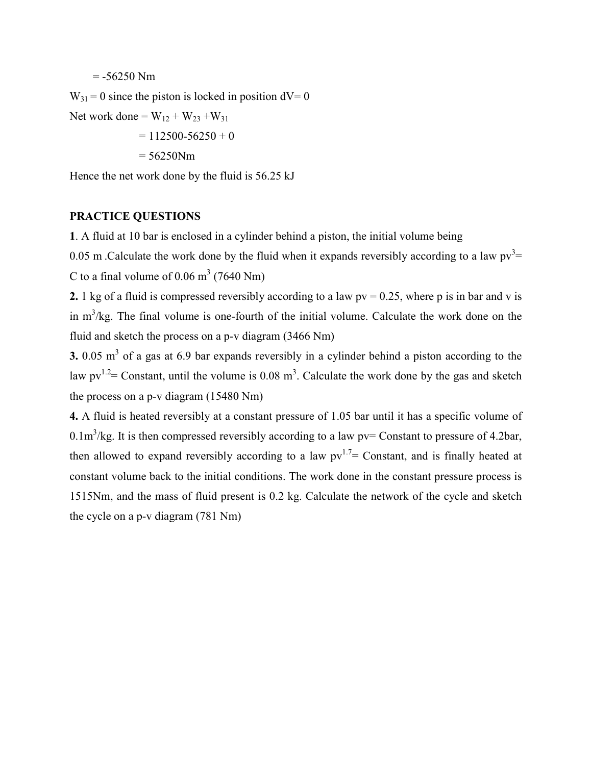= -56250 Nm

$W_{31}$ = 0 since the piston is locked in position dV= 0

Net work done = $W_{12}$ + $W_{23}$ +$W_{31}$

= 112500-56250 + 0

= 56250Nm

Hence the net work done by the fluid is 56.25 kJ

**PRACTICE QUESTIONS**

**1**. A fluid at 10 bar is enclosed in a cylinder behind a piston, the initial volume being 0.05 m .Calculate the work done by the fluid when it expands reversibly according to a law $pv^3$= C to a final volume of 0.06 $m^3$ (7640 Nm)

**2.** 1 kg of a fluid is compressed reversibly according to a law pv = 0.25, where p is in bar and v is in $m^3$/kg. The final volume is one-fourth of the initial volume. Calculate the work done on the fluid and sketch the process on a p-v diagram (3466 Nm)

**3.** 0.05 $m^3$ of a gas at 6.9 bar expands reversibly in a cylinder behind a piston according to the law $pv^{1.2}$= Constant, until the volume is 0.08 $m^3$. Calculate the work done by the gas and sketch the process on a p-v diagram (15480 Nm)

**4.** A fluid is heated reversibly at a constant pressure of 1.05 bar until it has a specific volume of 0.1$m^3$/kg. It is then compressed reversibly according to a law pv= Constant to pressure of 4.2bar, then allowed to expand reversibly according to a law $pv^{1.7}$= Constant, and is finally heated at constant volume back to the initial conditions. The work done in the constant pressure process is 1515Nm, and the mass of fluid present is 0.2 kg. Calculate the network of the cycle and sketch the cycle on a p-v diagram (781 Nm)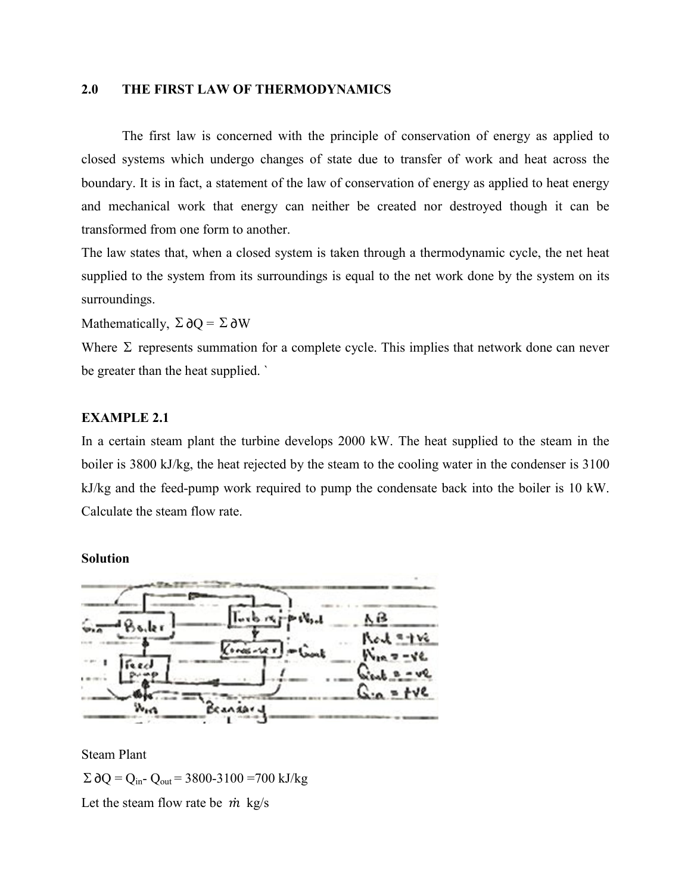## 2.0 THE FIRST LAW OF THERMODYNAMICS

The first law is concerned with the principle of conservation of energy as applied to closed systems which undergo changes of state due to transfer of work and heat across the boundary. It is in fact, a statement of the law of conservation of energy as applied to heat energy and mechanical work that energy can neither be created nor destroyed though it can be transformed from one form to another.

The law states that, when a closed system is taken through a thermodynamic cycle, the net heat supplied to the system from its surroundings is equal to the net work done by the system on its surroundings.

Mathematically, $\Sigma \partial Q = \Sigma \partial W$

Where $\Sigma$ represents summation for a complete cycle. This implies that network done can never be greater than the heat supplied. `

**EXAMPLE 2.1**

In a certain steam plant the turbine develops 2000 kW. The heat supplied to the steam in the boiler is 3800 kJ/kg, the heat rejected by the steam to the cooling water in the condenser is 3100 kJ/kg and the feed-pump work required to pump the condensate back into the boiler is 10 kW. Calculate the steam flow rate.

**Solution**

Steam Plant

$\Sigma \partial Q = Q_{in} - Q_{out} = 3800 - 3100 = 700$ kJ/kg

Let the steam flow rate be $\dot{m}$ kg/s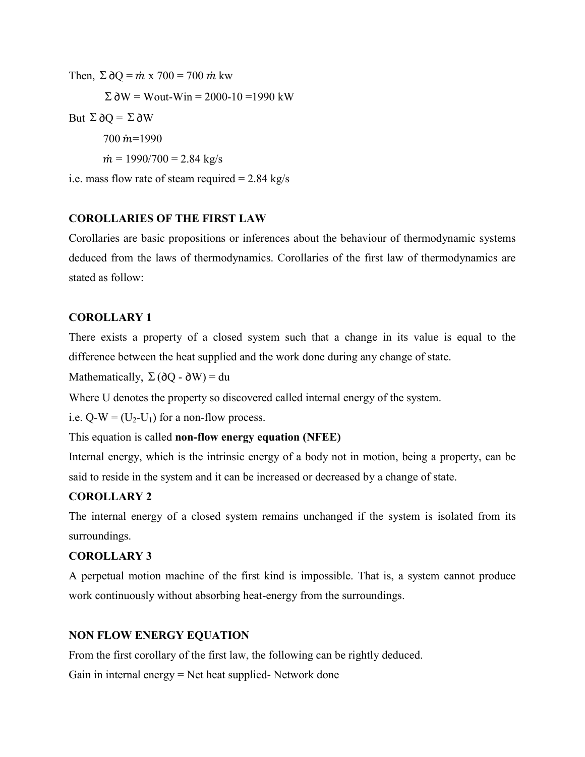Then, $\Sigma\, \partial Q = \dot{m} \times 700 = 700\, \dot{m}$ kw

$\Sigma\, \partial W = W_{out} - W_{in} = 2000 - 10 = 1990$ kW

But $\Sigma\, \partial Q = \Sigma\, \partial W$

$700\, \dot{m} = 1990$

$\dot{m} = 1990/700 = 2.84$ kg/s

i.e. mass flow rate of steam required = 2.84 kg/s

**COROLLARIES OF THE FIRST LAW**

Corollaries are basic propositions or inferences about the behaviour of thermodynamic systems deduced from the laws of thermodynamics. Corollaries of the first law of thermodynamics are stated as follow:

**COROLLARY 1**

There exists a property of a closed system such that a change in its value is equal to the difference between the heat supplied and the work done during any change of state.

Mathematically, $\Sigma\,(\partial Q - \partial W) = du$

Where U denotes the property so discovered called internal energy of the system.

i.e. $Q - W = (U_2 - U_1)$ for a non-flow process.

This equation is called **non-flow energy equation (NFEE)**

Internal energy, which is the intrinsic energy of a body not in motion, being a property, can be said to reside in the system and it can be increased or decreased by a change of state.

**COROLLARY 2**

The internal energy of a closed system remains unchanged if the system is isolated from its surroundings.

**COROLLARY 3**

A perpetual motion machine of the first kind is impossible. That is, a system cannot produce work continuously without absorbing heat-energy from the surroundings.

**NON FLOW ENERGY EQUATION**

From the first corollary of the first law, the following can be rightly deduced.

Gain in internal energy = Net heat supplied- Network done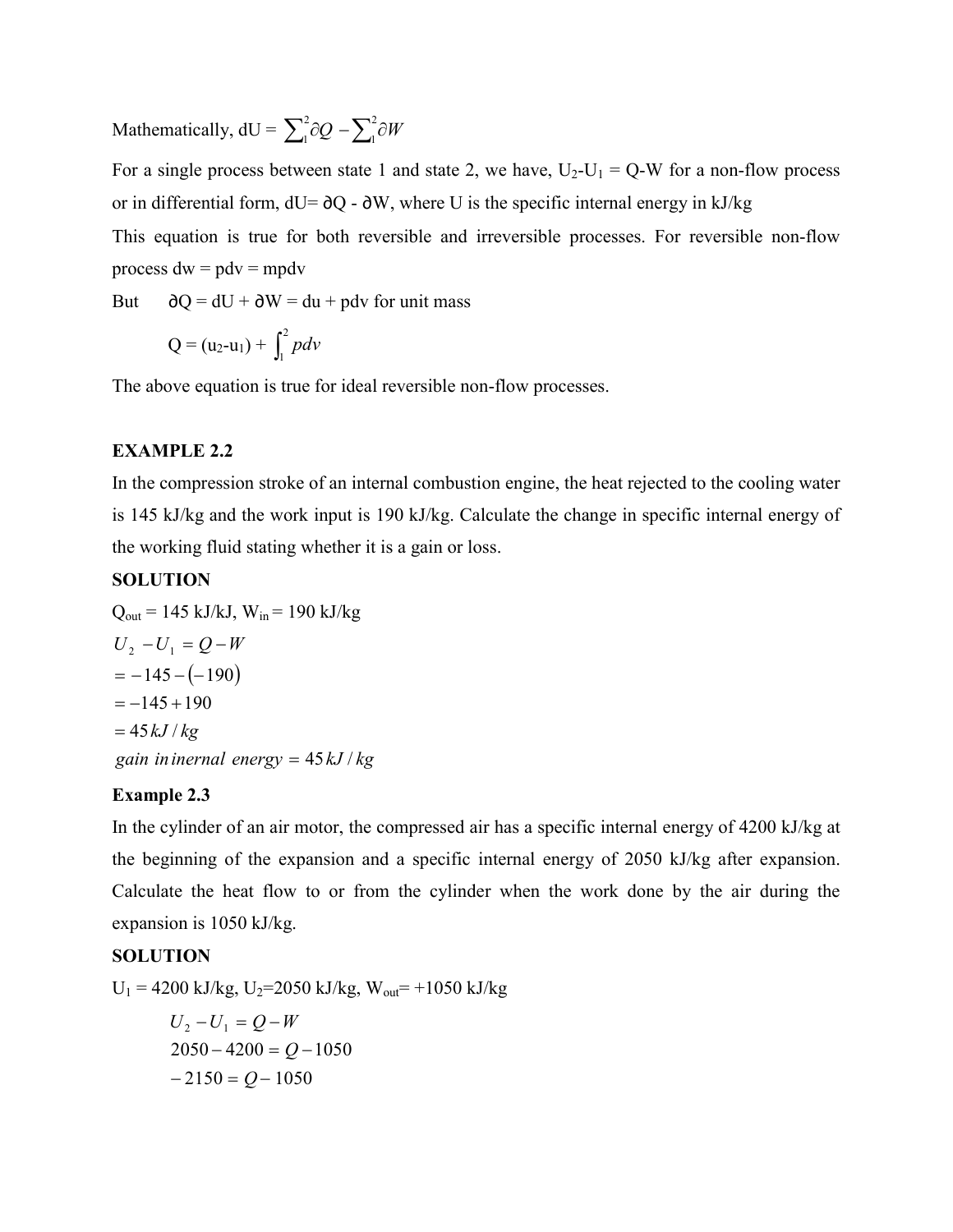Mathematically, dU = $\sum_1^2 \partial Q - \sum_1^2 \partial W$

For a single process between state 1 and state 2, we have, $U_2$-$U_1$ = Q-W for a non-flow process or in differential form, dU= ∂Q - ∂W, where U is the specific internal energy in kJ/kg

This equation is true for both reversible and irreversible processes. For reversible non-flow process dw = pdv = mpdv

But ∂Q = dU + ∂W = du + pdv for unit mass

$$Q = (u_2\text{-}u_1) + \int_1^2 pdv$$

The above equation is true for ideal reversible non-flow processes.

**EXAMPLE 2.2**

In the compression stroke of an internal combustion engine, the heat rejected to the cooling water is 145 kJ/kg and the work input is 190 kJ/kg. Calculate the change in specific internal energy of the working fluid stating whether it is a gain or loss.

**SOLUTION**

$Q_{out}$ = 145 kJ/kJ, $W_{in}$ = 190 kJ/kg

$$U_2 - U_1 = Q - W$$
$$= -145 - (-190)$$
$$= -145 + 190$$
$$= 45\,kJ/kg$$
$$gain\ in\, inernal\ energy = 45\,kJ/kg$$

**Example 2.3**

In the cylinder of an air motor, the compressed air has a specific internal energy of 4200 kJ/kg at the beginning of the expansion and a specific internal energy of 2050 kJ/kg after expansion. Calculate the heat flow to or from the cylinder when the work done by the air during the expansion is 1050 kJ/kg.

**SOLUTION**

$U_1$ = 4200 kJ/kg, $U_2$=2050 kJ/kg, $W_{out}$= +1050 kJ/kg

$$U_2 - U_1 = Q - W$$
$$2050 - 4200 = Q - 1050$$
$$-2150 = Q - 1050$$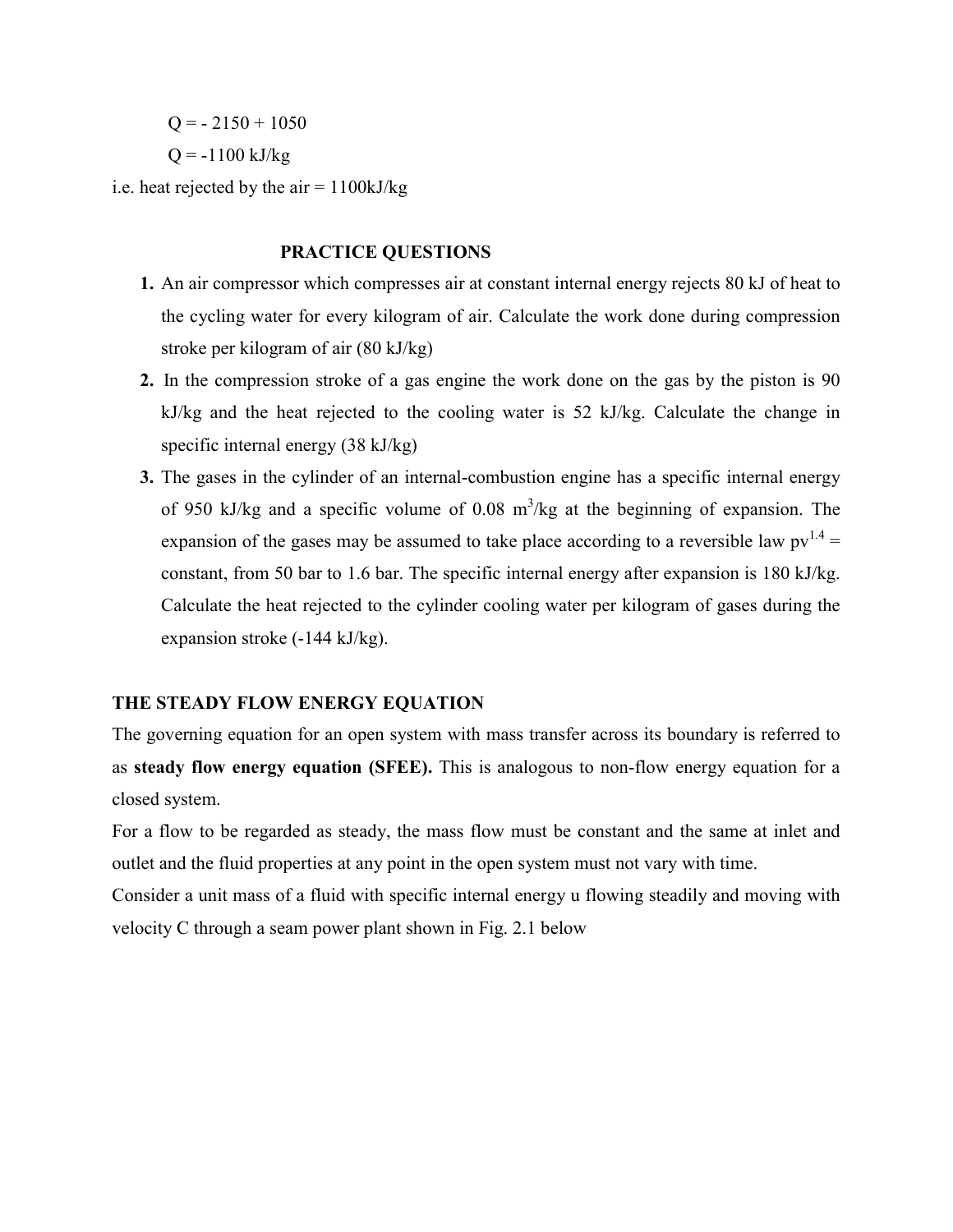$Q = -2150 + 1050$

$Q = -1100$ kJ/kg

i.e. heat rejected by the air = 1100kJ/kg

## PRACTICE QUESTIONS

1. An air compressor which compresses air at constant internal energy rejects 80 kJ of heat to the cycling water for every kilogram of air. Calculate the work done during compression stroke per kilogram of air (80 kJ/kg)
2. In the compression stroke of a gas engine the work done on the gas by the piston is 90 kJ/kg and the heat rejected to the cooling water is 52 kJ/kg. Calculate the change in specific internal energy (38 kJ/kg)
3. The gases in the cylinder of an internal-combustion engine has a specific internal energy of 950 kJ/kg and a specific volume of 0.08 $m^3$/kg at the beginning of expansion. The expansion of the gases may be assumed to take place according to a reversible law $pv^{1.4}$ = constant, from 50 bar to 1.6 bar. The specific internal energy after expansion is 180 kJ/kg. Calculate the heat rejected to the cylinder cooling water per kilogram of gases during the expansion stroke (-144 kJ/kg).

## THE STEADY FLOW ENERGY EQUATION

The governing equation for an open system with mass transfer across its boundary is referred to as **steady flow energy equation (SFEE).** This is analogous to non-flow energy equation for a closed system.

For a flow to be regarded as steady, the mass flow must be constant and the same at inlet and outlet and the fluid properties at any point in the open system must not vary with time.

Consider a unit mass of a fluid with specific internal energy u flowing steadily and moving with velocity C through a seam power plant shown in Fig. 2.1 below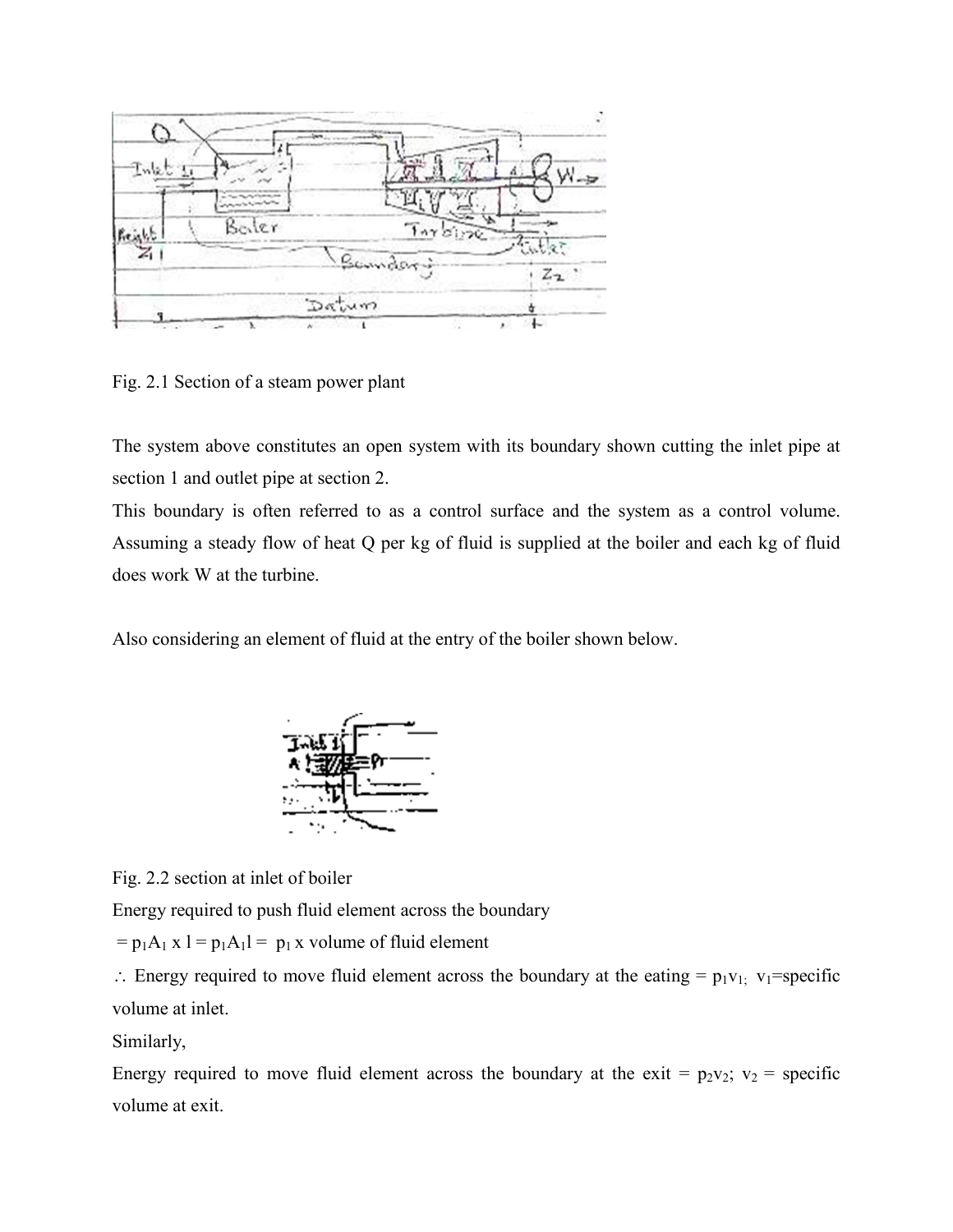Fig. 2.1 Section of a steam power plant

The system above constitutes an open system with its boundary shown cutting the inlet pipe at section 1 and outlet pipe at section 2.

This boundary is often referred to as a control surface and the system as a control volume. Assuming a steady flow of heat Q per kg of fluid is supplied at the boiler and each kg of fluid does work W at the turbine.

Also considering an element of fluid at the entry of the boiler shown below.

Fig. 2.2 section at inlet of boiler

Energy required to push fluid element across the boundary

$= p_1A_1 \text{ x } l = p_1A_1l =$ $p_1$ x volume of fluid element

$\therefore$ Energy required to move fluid element across the boundary at the eating = $p_1v_1$; $v_1$=specific volume at inlet.

Similarly,

Energy required to move fluid element across the boundary at the exit = $p_2v_2$; $v_2$ = specific volume at exit.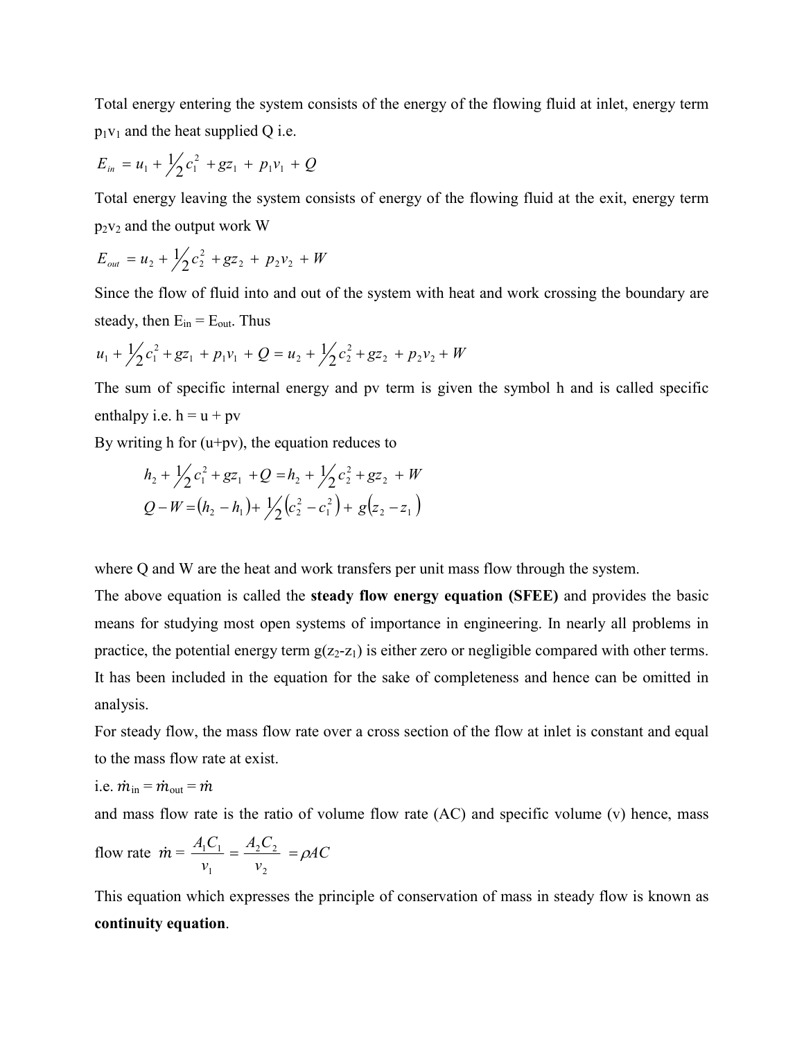Total energy entering the system consists of the energy of the flowing fluid at inlet, energy term $p_1v_1$ and the heat supplied Q i.e.

$$E_{in} = u_1 + \frac{1}{2}c_1^2 + gz_1 + p_1v_1 + Q$$

Total energy leaving the system consists of energy of the flowing fluid at the exit, energy term $p_2v_2$ and the output work W

$$E_{out} = u_2 + \frac{1}{2}c_2^2 + gz_2 + p_2v_2 + W$$

Since the flow of fluid into and out of the system with heat and work crossing the boundary are steady, then $E_{in} = E_{out}$. Thus

$$u_1 + \frac{1}{2}c_1^2 + gz_1 + p_1v_1 + Q = u_2 + \frac{1}{2}c_2^2 + gz_2 + p_2v_2 + W$$

The sum of specific internal energy and pv term is given the symbol h and is called specific enthalpy i.e. h = u + pv

By writing h for (u+pv), the equation reduces to

$$h_2 + \frac{1}{2}c_1^2 + gz_1 + Q = h_2 + \frac{1}{2}c_2^2 + gz_2 + W$$

$$Q - W = (h_2 - h_1) + \frac{1}{2}\left(c_2^2 - c_1^2\right) + g(z_2 - z_1)$$

where Q and W are the heat and work transfers per unit mass flow through the system.

The above equation is called the **steady flow energy equation (SFEE)** and provides the basic means for studying most open systems of importance in engineering. In nearly all problems in practice, the potential energy term $g(z_2-z_1)$ is either zero or negligible compared with other terms. It has been included in the equation for the sake of completeness and hence can be omitted in analysis.

For steady flow, the mass flow rate over a cross section of the flow at inlet is constant and equal to the mass flow rate at exist.

i.e. $\dot{m}_{in} = \dot{m}_{out} = \dot{m}$

and mass flow rate is the ratio of volume flow rate (AC) and specific volume (v) hence, mass flow rate $\dot{m} = \dfrac{A_1C_1}{v_1} = \dfrac{A_2C_2}{v_2} = \rho AC$

This equation which expresses the principle of conservation of mass in steady flow is known as **continuity equation**.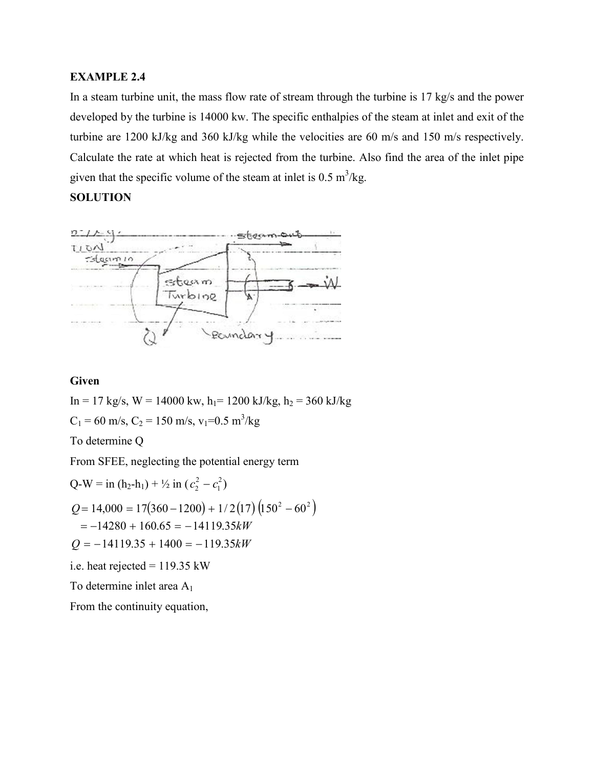**EXAMPLE 2.4**

In a steam turbine unit, the mass flow rate of stream through the turbine is 17 kg/s and the power developed by the turbine is 14000 kw. The specific enthalpies of the steam at inlet and exit of the turbine are 1200 kJ/kg and 360 kJ/kg while the velocities are 60 m/s and 150 m/s respectively. Calculate the rate at which heat is rejected from the turbine. Also find the area of the inlet pipe given that the specific volume of the steam at inlet is 0.5 $m^3$/kg.

**SOLUTION**

**Given**

In = 17 kg/s, W = 14000 kw, $h_1$= 1200 kJ/kg, $h_2$ = 360 kJ/kg

$C_1$ = 60 m/s, $C_2$ = 150 m/s, $v_1$=0.5 $m^3$/kg

To determine Q

From SFEE, neglecting the potential energy term

Q-W = in ($h_2$-$h_1$) + ½ in ($c_2^2 - c_1^2$)

$$Q = 14{,}000 = 17(360-1200) + 1/2(17)\left(150^2 - 60^2\right)$$

$$= -14280 + 160.65 = -14119.35kW$$

$$Q = -14119.35 + 1400 = -119.35kW$$

i.e. heat rejected = 119.35 kW

To determine inlet area $A_1$

From the continuity equation,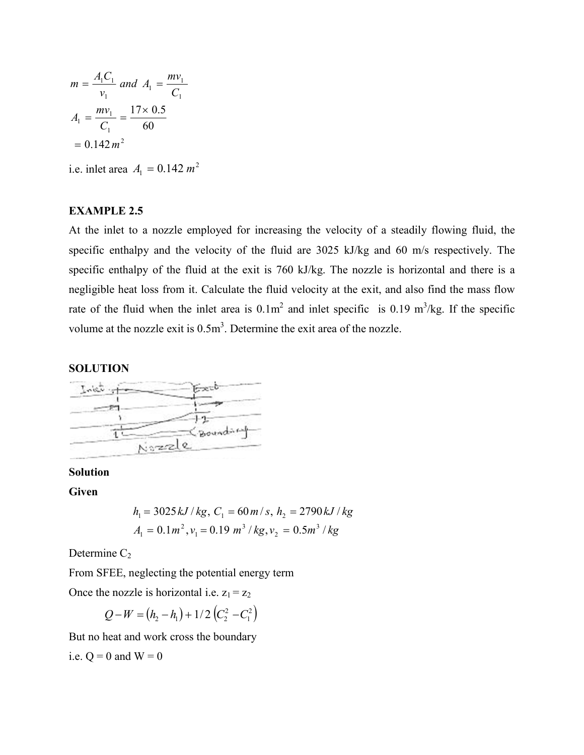$$m = \frac{A_1 C_1}{v_1} \; and \; A_1 = \frac{m v_1}{C_1}$$

$$A_1 = \frac{m v_1}{C_1} = \frac{17 \times 0.5}{60}$$

$$= 0.142\, m^2$$

i.e. inlet area $A_1 = 0.142\; m^2$

**EXAMPLE 2.5**

At the inlet to a nozzle employed for increasing the velocity of a steadily flowing fluid, the specific enthalpy and the velocity of the fluid are 3025 kJ/kg and 60 m/s respectively. The specific enthalpy of the fluid at the exit is 760 kJ/kg. The nozzle is horizontal and there is a negligible heat loss from it. Calculate the fluid velocity at the exit, and also find the mass flow rate of the fluid when the inlet area is 0.1m$^2$ and inlet specific is 0.19 m$^3$/kg. If the specific volume at the nozzle exit is 0.5m$^3$. Determine the exit area of the nozzle.

**SOLUTION**

**Solution**

**Given**

$$h_1 = 3025\, kJ/kg,\; C_1 = 60\, m/s,\; h_2 = 2790\, kJ/kg$$
$$A_1 = 0.1 m^2, v_1 = 0.19\; m^3/kg, v_2 = 0.5 m^3/kg$$

Determine $C_2$

From SFEE, neglecting the potential energy term

Once the nozzle is horizontal i.e. $z_1 = z_2$

$$Q - W = (h_2 - h_1) + 1/2\left(C_2^2 - C_1^2\right)$$

But no heat and work cross the boundary

i.e. Q = 0 and W = 0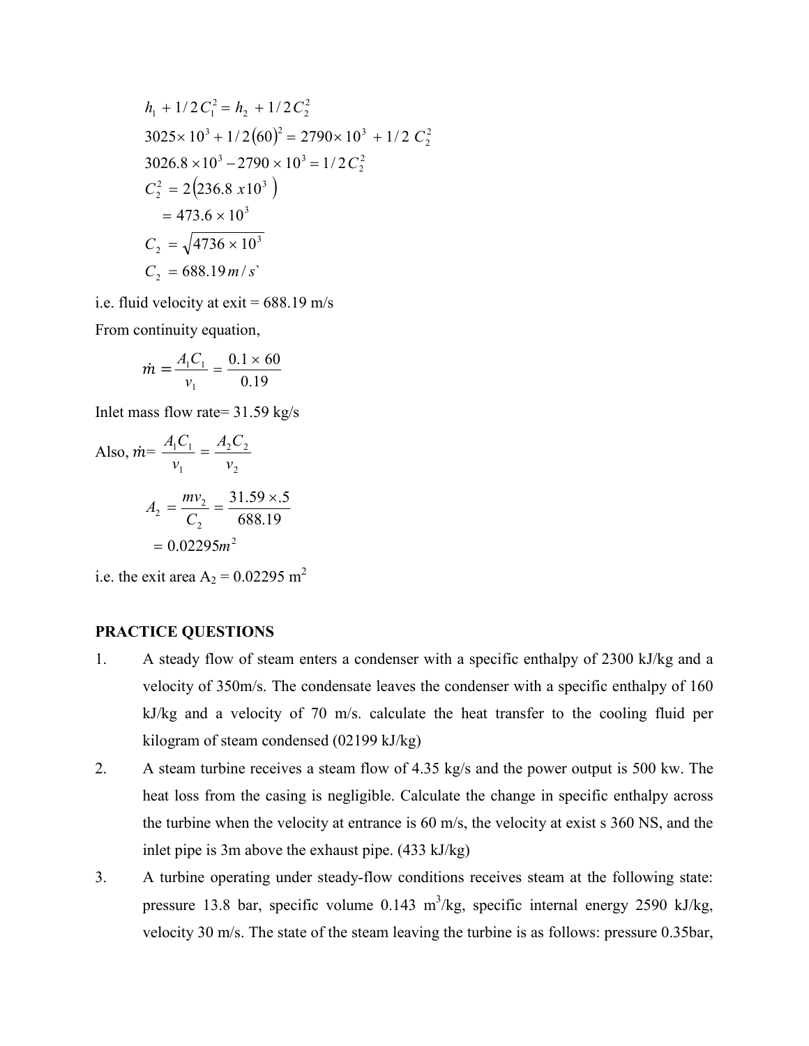$$h_1 + 1/2\,C_1^2 = h_2 + 1/2\,C_2^2$$

$$3025\times 10^3 + 1/2(60)^2 = 2790\times 10^3 + 1/2\;C_2^2$$

$$3026.8\times 10^3 - 2790\times 10^3 = 1/2\,C_2^2$$

$$C_2^2 = 2\left(236.8\;x10^3\;\right)$$

$$= 473.6\times 10^3$$

$$C_2 = \sqrt{4736\times 10^3}$$

$$C_2 = 688.19\,m/s`$$

i.e. fluid velocity at exit = 688.19 m/s

From continuity equation,

$$\dot{m} = \frac{A_1 C_1}{v_1} = \frac{0.1\times 60}{0.19}$$

Inlet mass flow rate= 31.59 kg/s

Also, $\dot{m} = \dfrac{A_1 C_1}{v_1} = \dfrac{A_2 C_2}{v_2}$

$$A_2 = \frac{m v_2}{C_2} = \frac{31.59\times .5}{688.19}$$

$$= 0.02295 m^2$$

i.e. the exit area $A_2$ = 0.02295 $m^2$

**PRACTICE QUESTIONS**

1. A steady flow of steam enters a condenser with a specific enthalpy of 2300 kJ/kg and a velocity of 350m/s. The condensate leaves the condenser with a specific enthalpy of 160 kJ/kg and a velocity of 70 m/s. calculate the heat transfer to the cooling fluid per kilogram of steam condensed (02199 kJ/kg)
2. A steam turbine receives a steam flow of 4.35 kg/s and the power output is 500 kw. The heat loss from the casing is negligible. Calculate the change in specific enthalpy across the turbine when the velocity at entrance is 60 m/s, the velocity at exist s 360 NS, and the inlet pipe is 3m above the exhaust pipe. (433 kJ/kg)
3. A turbine operating under steady-flow conditions receives steam at the following state: pressure 13.8 bar, specific volume 0.143 $m^3$/kg, specific internal energy 2590 kJ/kg, velocity 30 m/s. The state of the steam leaving the turbine is as follows: pressure 0.35bar,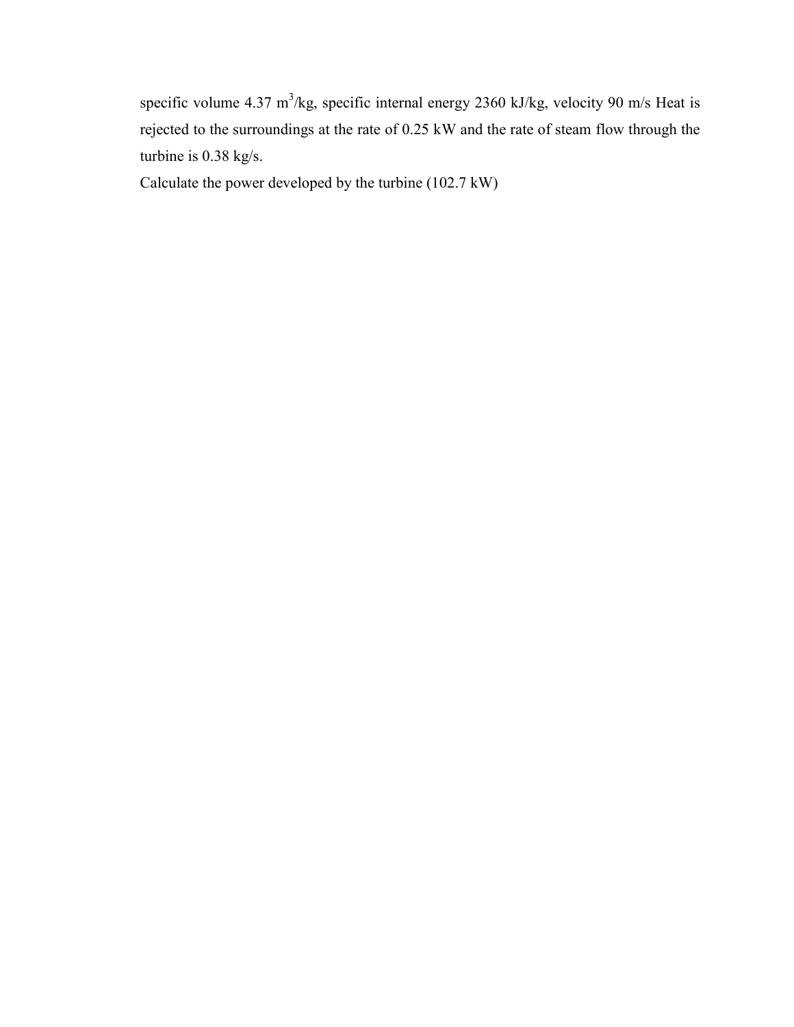specific volume 4.37 $m^3/kg$, specific internal energy 2360 kJ/kg, velocity 90 m/s Heat is rejected to the surroundings at the rate of 0.25 kW and the rate of steam flow through the turbine is 0.38 kg/s.

Calculate the power developed by the turbine (102.7 kW)